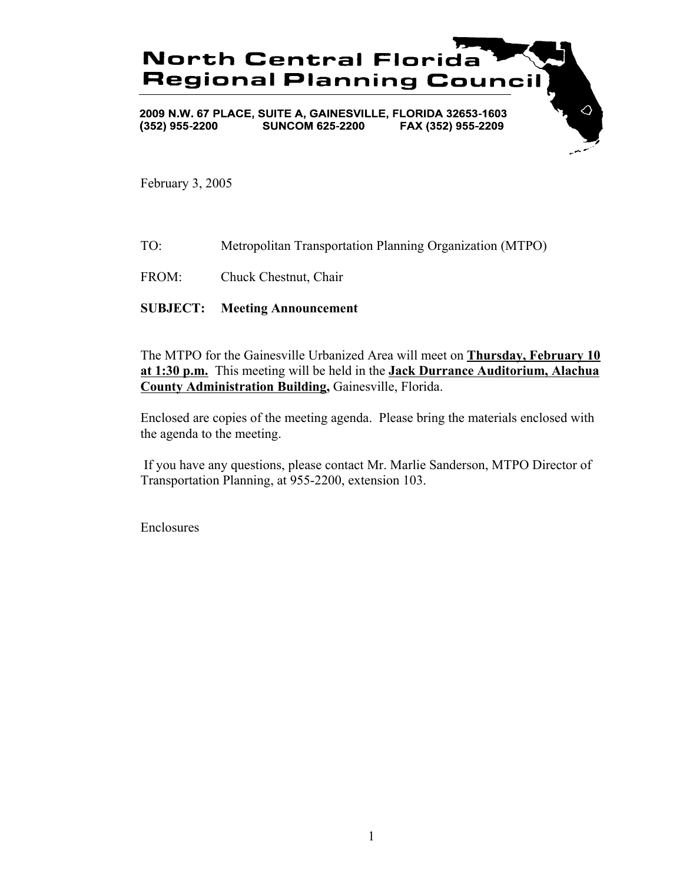# North Central Florida Regional Planning Council

**2009 N.W. 67 PLACE, SUITE A, GAINESVILLE, FLORIDA 32653-1603**
**(352) 955-2200 SUNCOM 625-2200 FAX (352) 955-2209**

February 3, 2005

TO: Metropolitan Transportation Planning Organization (MTPO)

FROM: Chuck Chestnut, Chair

**SUBJECT: Meeting Announcement**

The MTPO for the Gainesville Urbanized Area will meet on **Thursday, February 10 at 1:30 p.m.** This meeting will be held in the **Jack Durrance Auditorium, Alachua County Administration Building,** Gainesville, Florida.

Enclosed are copies of the meeting agenda. Please bring the materials enclosed with the agenda to the meeting.

If you have any questions, please contact Mr. Marlie Sanderson, MTPO Director of Transportation Planning, at 955-2200, extension 103.

Enclosures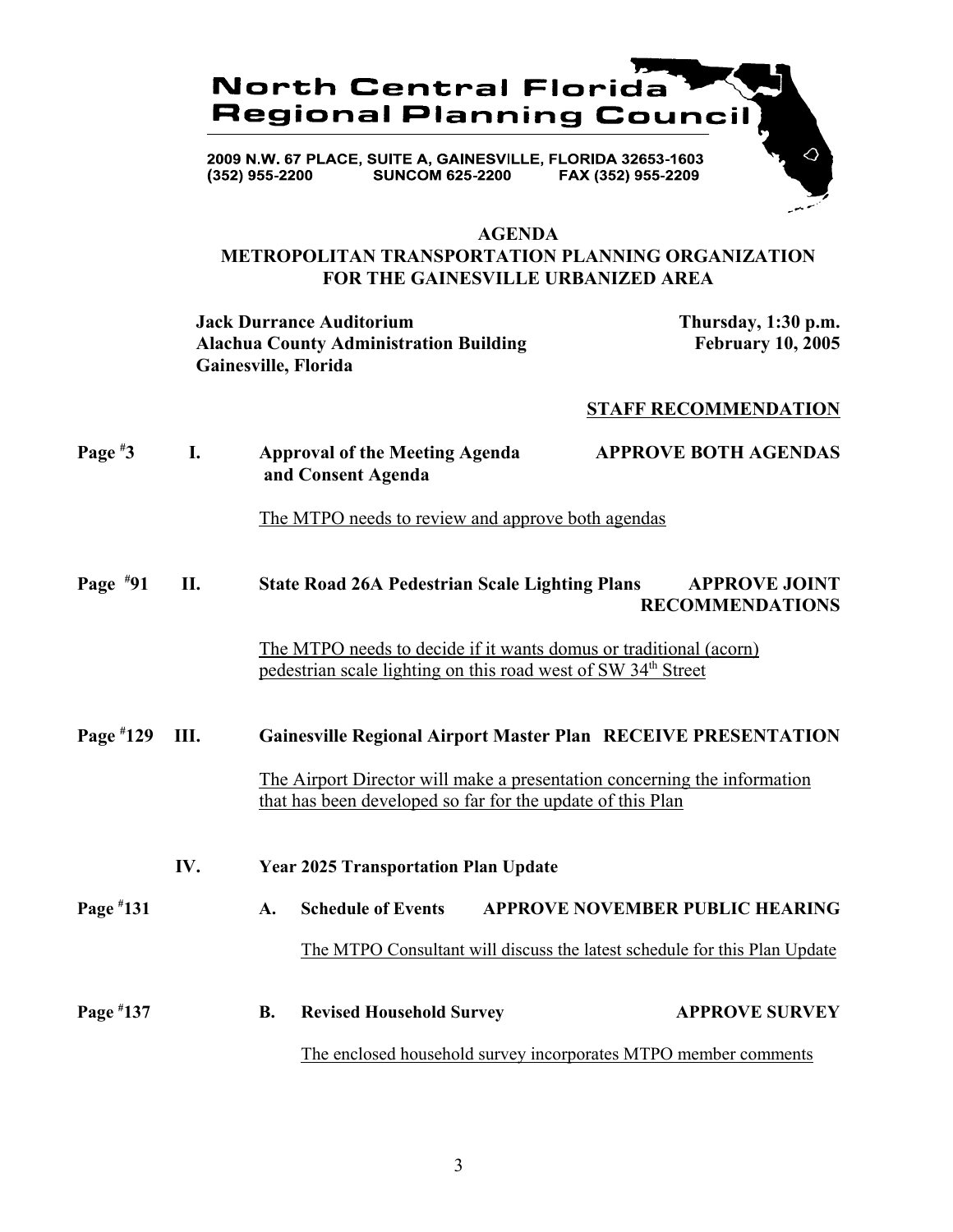# North Central Florida Regional Planning Council

2009 N.W. 67 PLACE, SUITE A, GAINESVILLE, FLORIDA 32653-1603
(352) 955-2200 SUNCOM 625-2200 FAX (352) 955-2209

## AGENDA
## METROPOLITAN TRANSPORTATION PLANNING ORGANIZATION FOR THE GAINESVILLE URBANIZED AREA

**Jack Durrance Auditorium**
**Alachua County Administration Building**
**Gainesville, Florida**

**Thursday, 1:30 p.m.**
**February 10, 2005**

**STAFF RECOMMENDATION**

**Page #3 I. Approval of the Meeting Agenda and Consent Agenda** — **APPROVE BOTH AGENDAS**

The MTPO needs to review and approve both agendas

**Page #91 II. State Road 26A Pedestrian Scale Lighting Plans** — **APPROVE JOINT RECOMMENDATIONS**

The MTPO needs to decide if it wants domus or traditional (acorn) pedestrian scale lighting on this road west of SW 34th Street

**Page #129 III. Gainesville Regional Airport Master Plan** — **RECEIVE PRESENTATION**

The Airport Director will make a presentation concerning the information that has been developed so far for the update of this Plan

**IV. Year 2025 Transportation Plan Update**

**Page #131 A. Schedule of Events** — **APPROVE NOVEMBER PUBLIC HEARING**

The MTPO Consultant will discuss the latest schedule for this Plan Update

**Page #137 B. Revised Household Survey** — **APPROVE SURVEY**

The enclosed household survey incorporates MTPO member comments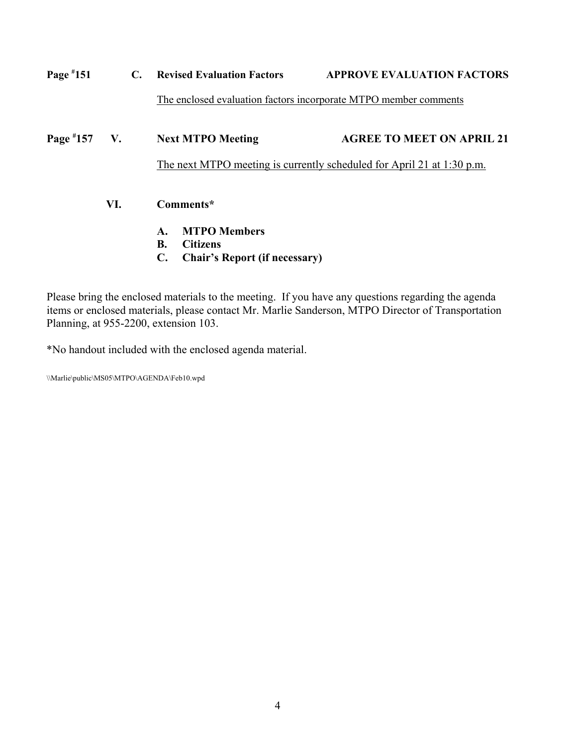**Page #151 C. Revised Evaluation Factors APPROVE EVALUATION FACTORS**

The enclosed evaluation factors incorporate MTPO member comments

**Page #157 V. Next MTPO Meeting AGREE TO MEET ON APRIL 21**

The next MTPO meeting is currently scheduled for April 21 at 1:30 p.m.

**VI. Comments***

- **A. MTPO Members**
- **B. Citizens**
- **C. Chair's Report (if necessary)**

Please bring the enclosed materials to the meeting. If you have any questions regarding the agenda items or enclosed materials, please contact Mr. Marlie Sanderson, MTPO Director of Transportation Planning, at 955-2200, extension 103.

*No handout included with the enclosed agenda material.

\\Marlie\public\MS05\MTPO\AGENDA\Feb10.wpd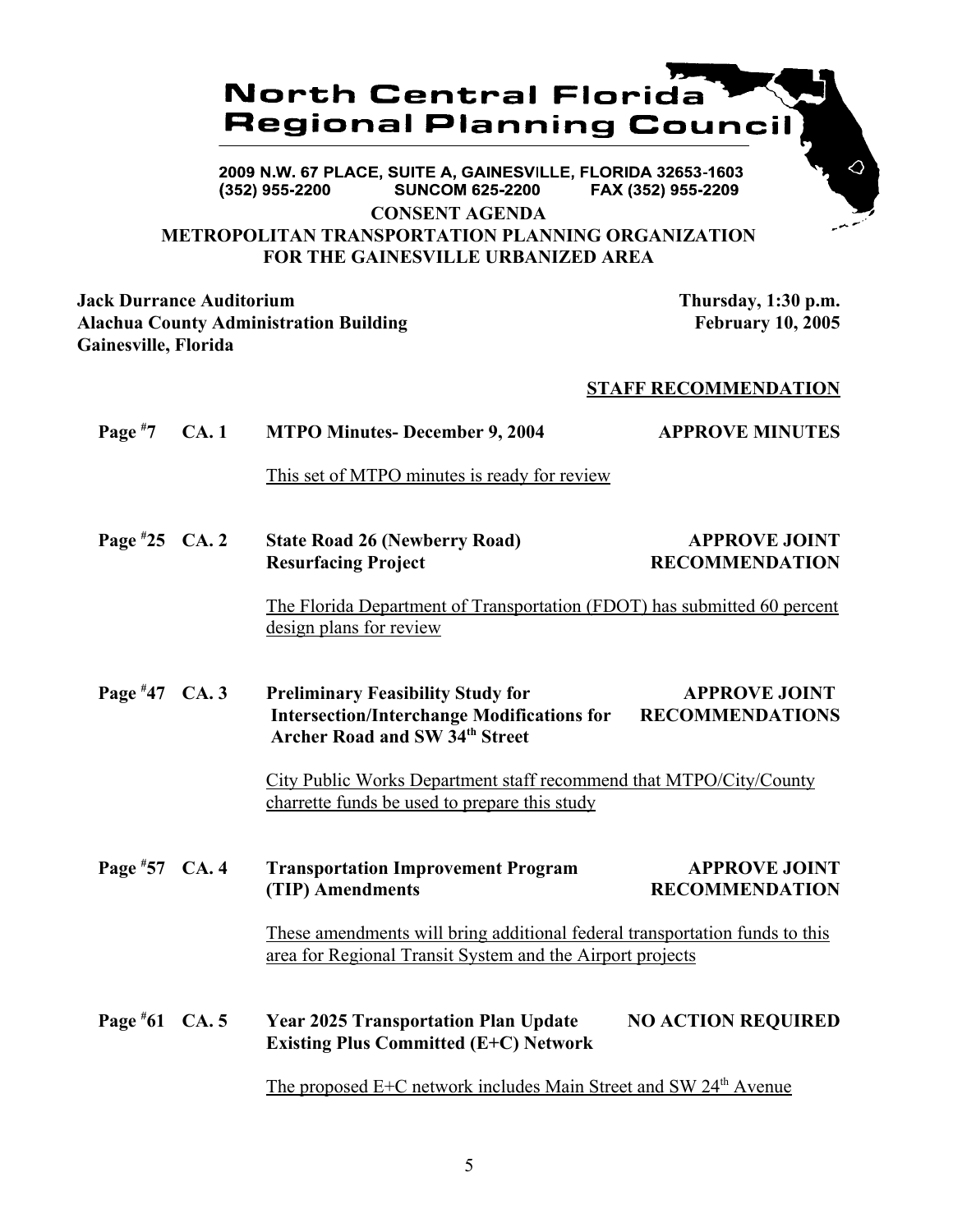# North Central Florida Regional Planning Council

2009 N.W. 67 PLACE, SUITE A, GAINESVILLE, FLORIDA 32653-1603
(352) 955-2200 SUNCOM 625-2200 FAX (352) 955-2209

**CONSENT AGENDA**
**METROPOLITAN TRANSPORTATION PLANNING ORGANIZATION FOR THE GAINESVILLE URBANIZED AREA**

**Jack Durrance Auditorium**
**Alachua County Administration Building**
**Gainesville, Florida**

**Thursday, 1:30 p.m.**
**February 10, 2005**

**STAFF RECOMMENDATION**

**Page #7 CA. 1 MTPO Minutes- December 9, 2004** — **APPROVE MINUTES**

This set of MTPO minutes is ready for review

**Page #25 CA. 2 State Road 26 (Newberry Road) Resurfacing Project** — **APPROVE JOINT RECOMMENDATION**

The Florida Department of Transportation (FDOT) has submitted 60 percent design plans for review

**Page #47 CA. 3 Preliminary Feasibility Study for Intersection/Interchange Modifications for Archer Road and SW 34th Street** — **APPROVE JOINT RECOMMENDATIONS**

City Public Works Department staff recommend that MTPO/City/County charrette funds be used to prepare this study

**Page #57 CA. 4 Transportation Improvement Program (TIP) Amendments** — **APPROVE JOINT RECOMMENDATION**

These amendments will bring additional federal transportation funds to this area for Regional Transit System and the Airport projects

**Page #61 CA. 5 Year 2025 Transportation Plan Update Existing Plus Committed (E+C) Network** — **NO ACTION REQUIRED**

The proposed E+C network includes Main Street and SW 24th Avenue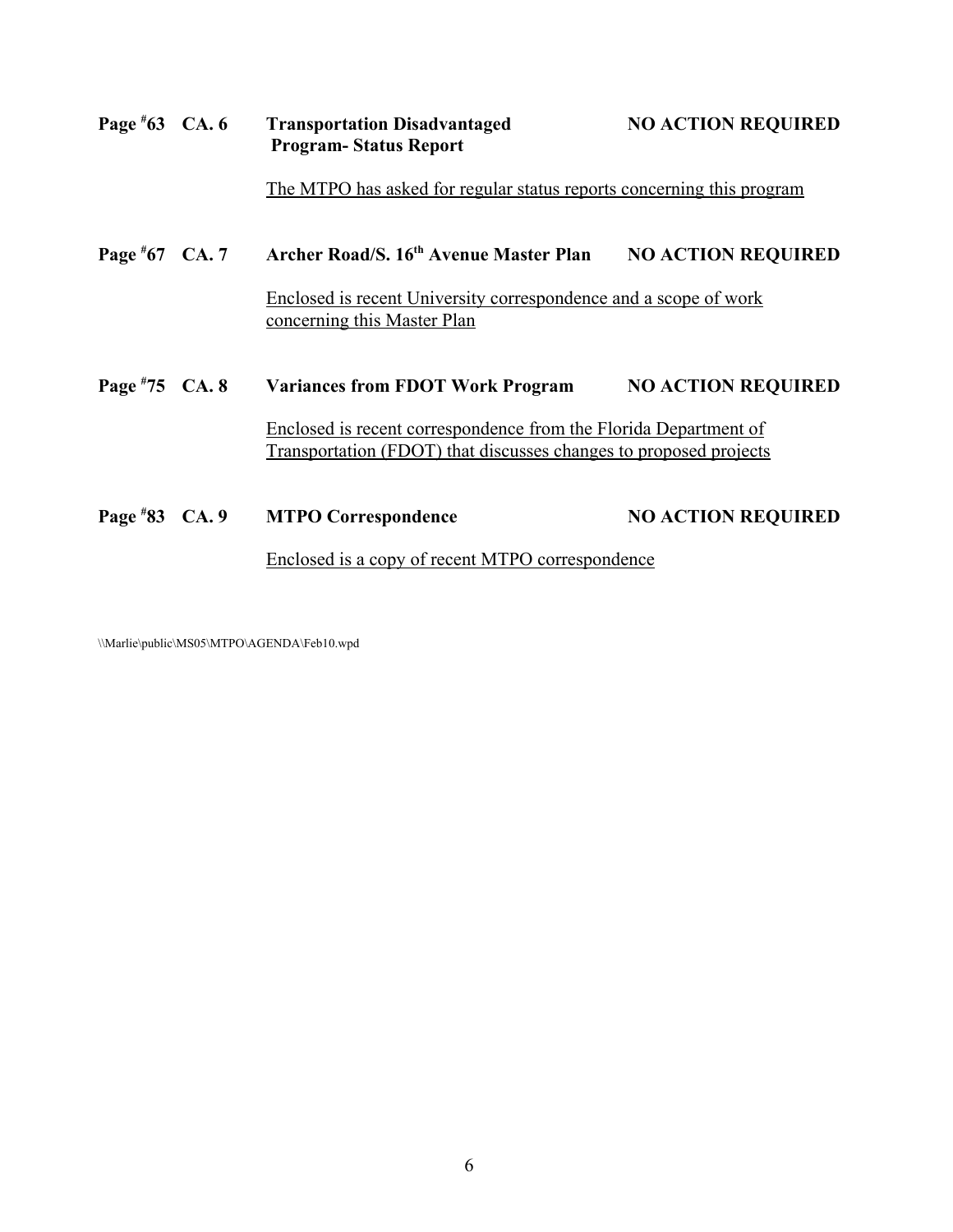**Page #63 CA. 6 Transportation Disadvantaged Program- Status Report** **NO ACTION REQUIRED**

<u>The MTPO has asked for regular status reports concerning this program</u>

**Page #67 CA. 7 Archer Road/S. 16th Avenue Master Plan** **NO ACTION REQUIRED**

<u>Enclosed is recent University correspondence and a scope of work concerning this Master Plan</u>

**Page #75 CA. 8 Variances from FDOT Work Program** **NO ACTION REQUIRED**

<u>Enclosed is recent correspondence from the Florida Department of Transportation (FDOT) that discusses changes to proposed projects</u>

**Page #83 CA. 9 MTPO Correspondence** **NO ACTION REQUIRED**

<u>Enclosed is a copy of recent MTPO correspondence</u>

\\Marlie\public\MS05\MTPO\AGENDA\Feb10.wpd